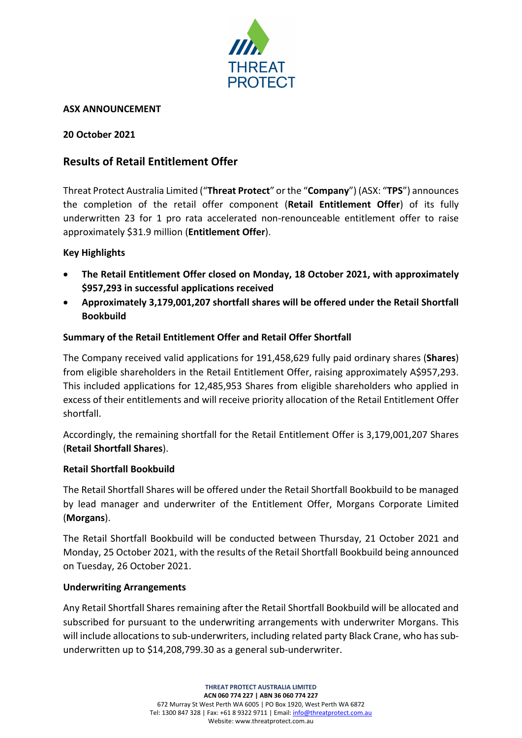**ASX ANNOUNCEMENT**

**20 October 2021**

## Results of Retail Entitlement Offer

Threat Protect Australia Limited ("**Threat Protect**" or the "**Company**") (ASX: "**TPS**") announces the completion of the retail offer component (**Retail Entitlement Offer**) of its fully underwritten 23 for 1 pro rata accelerated non-renounceable entitlement offer to raise approximately $31.9 million (**Entitlement Offer**).

### Key Highlights

- **The Retail Entitlement Offer closed on Monday, 18 October 2021, with approximately $957,293 in successful applications received**
- **Approximately 3,179,001,207 shortfall shares will be offered under the Retail Shortfall Bookbuild**

### Summary of the Retail Entitlement Offer and Retail Offer Shortfall

The Company received valid applications for 191,458,629 fully paid ordinary shares (**Shares**) from eligible shareholders in the Retail Entitlement Offer, raising approximately A$957,293. This included applications for 12,485,953 Shares from eligible shareholders who applied in excess of their entitlements and will receive priority allocation of the Retail Entitlement Offer shortfall.

Accordingly, the remaining shortfall for the Retail Entitlement Offer is 3,179,001,207 Shares (**Retail Shortfall Shares**).

### Retail Shortfall Bookbuild

The Retail Shortfall Shares will be offered under the Retail Shortfall Bookbuild to be managed by lead manager and underwriter of the Entitlement Offer, Morgans Corporate Limited (**Morgans**).

The Retail Shortfall Bookbuild will be conducted between Thursday, 21 October 2021 and Monday, 25 October 2021, with the results of the Retail Shortfall Bookbuild being announced on Tuesday, 26 October 2021.

### Underwriting Arrangements

Any Retail Shortfall Shares remaining after the Retail Shortfall Bookbuild will be allocated and subscribed for pursuant to the underwriting arrangements with underwriter Morgans. This will include allocations to sub-underwriters, including related party Black Crane, who has sub-underwritten up to $14,208,799.30 as a general sub-underwriter.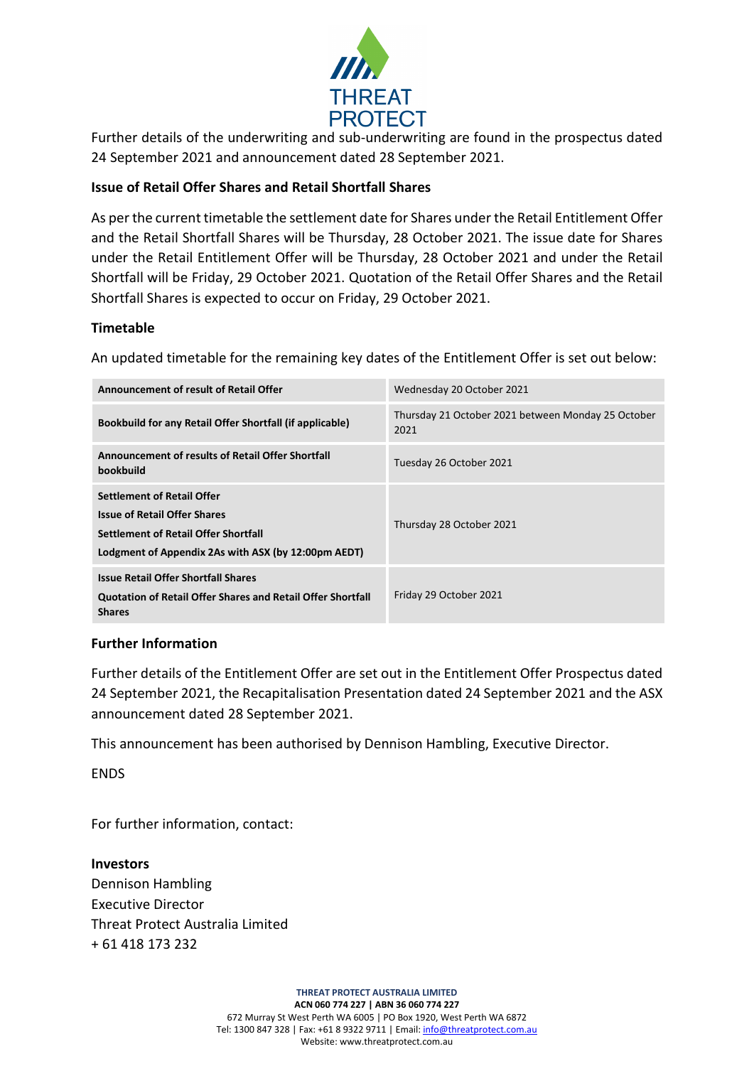Further details of the underwriting and sub-underwriting are found in the prospectus dated 24 September 2021 and announcement dated 28 September 2021.

**Issue of Retail Offer Shares and Retail Shortfall Shares**

As per the current timetable the settlement date for Shares under the Retail Entitlement Offer and the Retail Shortfall Shares will be Thursday, 28 October 2021. The issue date for Shares under the Retail Entitlement Offer will be Thursday, 28 October 2021 and under the Retail Shortfall will be Friday, 29 October 2021. Quotation of the Retail Offer Shares and the Retail Shortfall Shares is expected to occur on Friday, 29 October 2021.

**Timetable**

An updated timetable for the remaining key dates of the Entitlement Offer is set out below:

| | |
|---|---|
| **Announcement of result of Retail Offer** | Wednesday 20 October 2021 |
| **Bookbuild for any Retail Offer Shortfall (if applicable)** | Thursday 21 October 2021 between Monday 25 October 2021 |
| **Announcement of results of Retail Offer Shortfall bookbuild** | Tuesday 26 October 2021 |
| **Settlement of Retail Offer**<br>**Issue of Retail Offer Shares**<br>**Settlement of Retail Offer Shortfall**<br>**Lodgment of Appendix 2As with ASX (by 12:00pm AEDT)** | Thursday 28 October 2021 |
| **Issue Retail Offer Shortfall Shares**<br>**Quotation of Retail Offer Shares and Retail Offer Shortfall Shares** | Friday 29 October 2021 |

**Further Information**

Further details of the Entitlement Offer are set out in the Entitlement Offer Prospectus dated 24 September 2021, the Recapitalisation Presentation dated 24 September 2021 and the ASX announcement dated 28 September 2021.

This announcement has been authorised by Dennison Hambling, Executive Director.

ENDS

For further information, contact:

**Investors**
Dennison Hambling
Executive Director
Threat Protect Australia Limited
+ 61 418 173 232

**THREAT PROTECT AUSTRALIA LIMITED**
**ACN 060 774 227 | ABN 36 060 774 227**
672 Murray St West Perth WA 6005 | PO Box 1920, West Perth WA 6872
Tel: 1300 847 328 | Fax: +61 8 9322 9711 | Email: info@threatprotect.com.au
Website: www.threatprotect.com.au